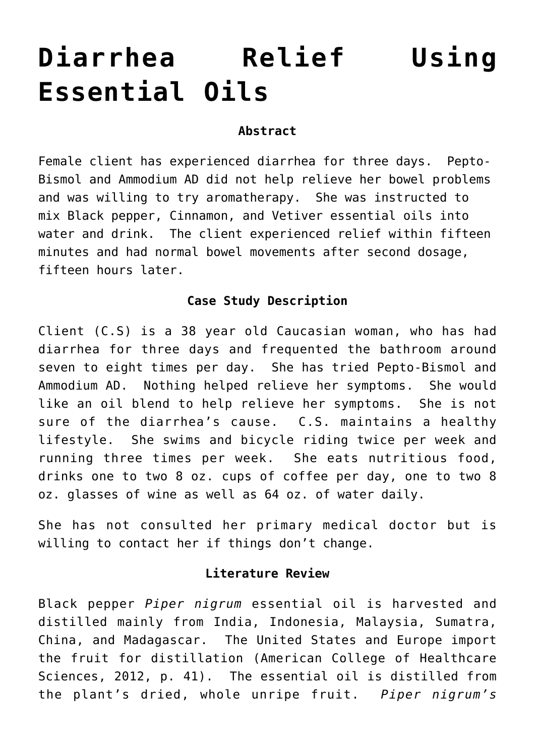# Diarrhea Relief Using Essential Oils

**Abstract**

Female client has experienced diarrhea for three days. Pepto-Bismol and Ammodium AD did not help relieve her bowel problems and was willing to try aromatherapy. She was instructed to mix Black pepper, Cinnamon, and Vetiver essential oils into water and drink. The client experienced relief within fifteen minutes and had normal bowel movements after second dosage, fifteen hours later.

**Case Study Description**

Client (C.S) is a 38 year old Caucasian woman, who has had diarrhea for three days and frequented the bathroom around seven to eight times per day. She has tried Pepto-Bismol and Ammodium AD. Nothing helped relieve her symptoms. She would like an oil blend to help relieve her symptoms. She is not sure of the diarrhea's cause. C.S. maintains a healthy lifestyle. She swims and bicycle riding twice per week and running three times per week. She eats nutritious food, drinks one to two 8 oz. cups of coffee per day, one to two 8 oz. glasses of wine as well as 64 oz. of water daily.

She has not consulted her primary medical doctor but is willing to contact her if things don't change.

**Literature Review**

Black pepper *Piper nigrum* essential oil is harvested and distilled mainly from India, Indonesia, Malaysia, Sumatra, China, and Madagascar. The United States and Europe import the fruit for distillation (American College of Healthcare Sciences, 2012, p. 41). The essential oil is distilled from the plant's dried, whole unripe fruit. *Piper nigrum's*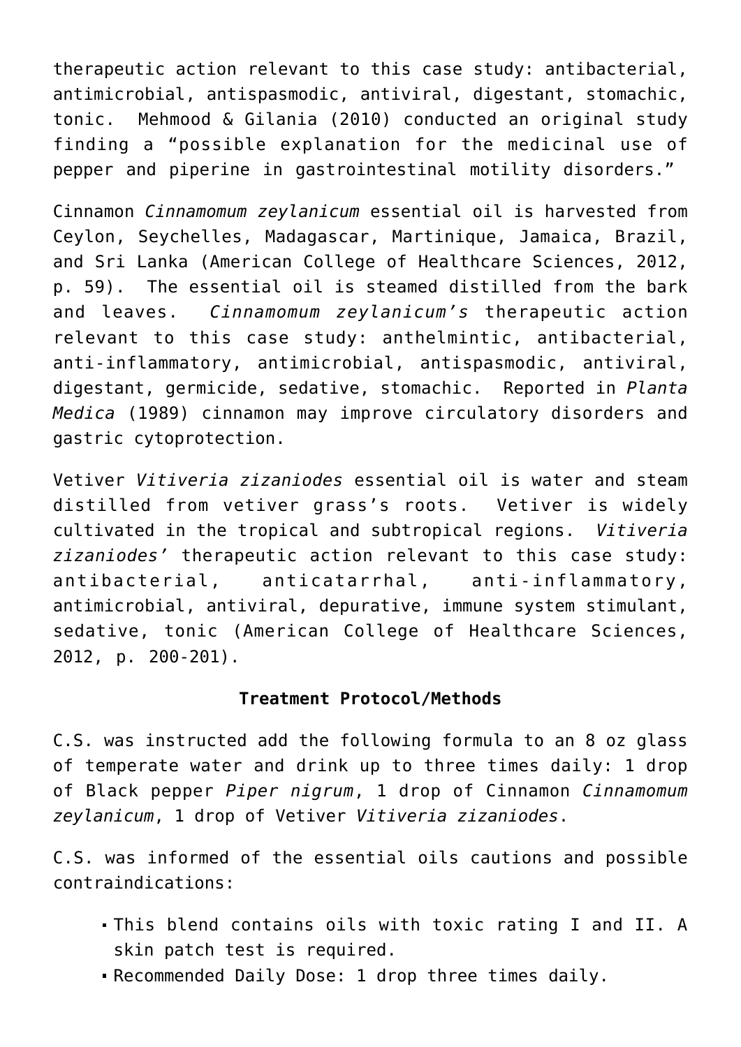therapeutic action relevant to this case study: antibacterial, antimicrobial, antispasmodic, antiviral, digestant, stomachic, tonic. Mehmood & Gilania (2010) conducted an original study finding a "possible explanation for the medicinal use of pepper and piperine in gastrointestinal motility disorders."

Cinnamon *Cinnamomum zeylanicum* essential oil is harvested from Ceylon, Seychelles, Madagascar, Martinique, Jamaica, Brazil, and Sri Lanka (American College of Healthcare Sciences, 2012, p. 59). The essential oil is steamed distilled from the bark and leaves. *Cinnamomum zeylanicum's* therapeutic action relevant to this case study: anthelmintic, antibacterial, anti-inflammatory, antimicrobial, antispasmodic, antiviral, digestant, germicide, sedative, stomachic. Reported in *Planta Medica* (1989) cinnamon may improve circulatory disorders and gastric cytoprotection.

Vetiver *Vitiveria zizaniodes* essential oil is water and steam distilled from vetiver grass's roots. Vetiver is widely cultivated in the tropical and subtropical regions. *Vitiveria zizaniodes'* therapeutic action relevant to this case study: antibacterial, anticatarrhal, anti-inflammatory, antimicrobial, antiviral, depurative, immune system stimulant, sedative, tonic (American College of Healthcare Sciences, 2012, p. 200-201).

**Treatment Protocol/Methods**

C.S. was instructed add the following formula to an 8 oz glass of temperate water and drink up to three times daily: 1 drop of Black pepper *Piper nigrum*, 1 drop of Cinnamon *Cinnamomum zeylanicum*, 1 drop of Vetiver *Vitiveria zizaniodes*.

C.S. was informed of the essential oils cautions and possible contraindications:

- This blend contains oils with toxic rating I and II. A skin patch test is required.
- Recommended Daily Dose: 1 drop three times daily.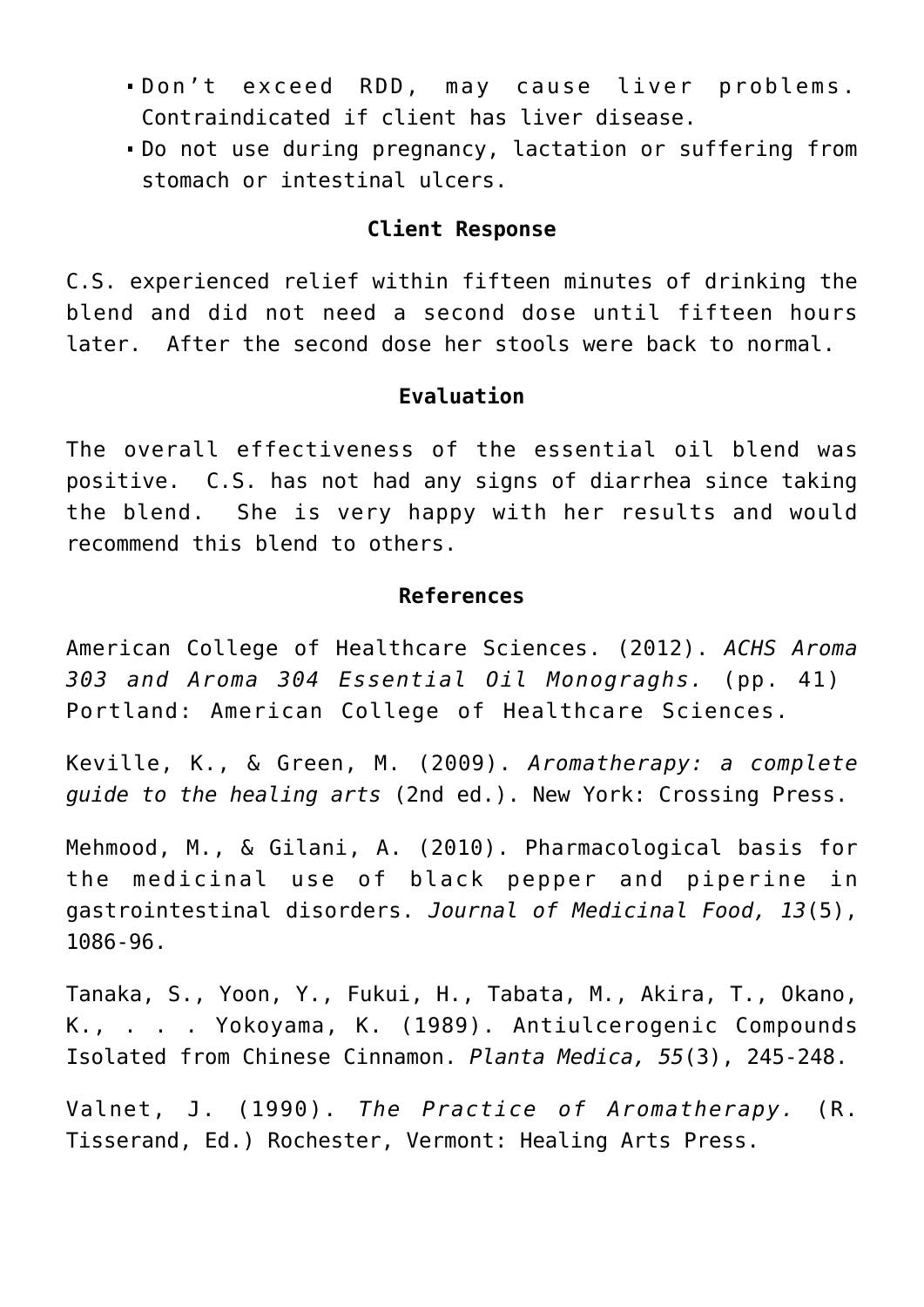- Don’t exceed RDD, may cause liver problems. Contraindicated if client has liver disease.
- Do not use during pregnancy, lactation or suffering from stomach or intestinal ulcers.

**Client Response**

C.S. experienced relief within fifteen minutes of drinking the blend and did not need a second dose until fifteen hours later. After the second dose her stools were back to normal.

**Evaluation**

The overall effectiveness of the essential oil blend was positive. C.S. has not had any signs of diarrhea since taking the blend. She is very happy with her results and would recommend this blend to others.

**References**

American College of Healthcare Sciences. (2012). *ACHS Aroma 303 and Aroma 304 Essential Oil Monograghs.* (pp. 41) Portland: American College of Healthcare Sciences.

Keville, K., & Green, M. (2009). *Aromatherapy: a complete guide to the healing arts* (2nd ed.). New York: Crossing Press.

Mehmood, M., & Gilani, A. (2010). Pharmacological basis for the medicinal use of black pepper and piperine in gastrointestinal disorders. *Journal of Medicinal Food, 13*(5), 1086-96.

Tanaka, S., Yoon, Y., Fukui, H., Tabata, M., Akira, T., Okano, K., . . . Yokoyama, K. (1989). Antiulcerogenic Compounds Isolated from Chinese Cinnamon. *Planta Medica, 55*(3), 245-248.

Valnet, J. (1990). *The Practice of Aromatherapy.* (R. Tisserand, Ed.) Rochester, Vermont: Healing Arts Press.